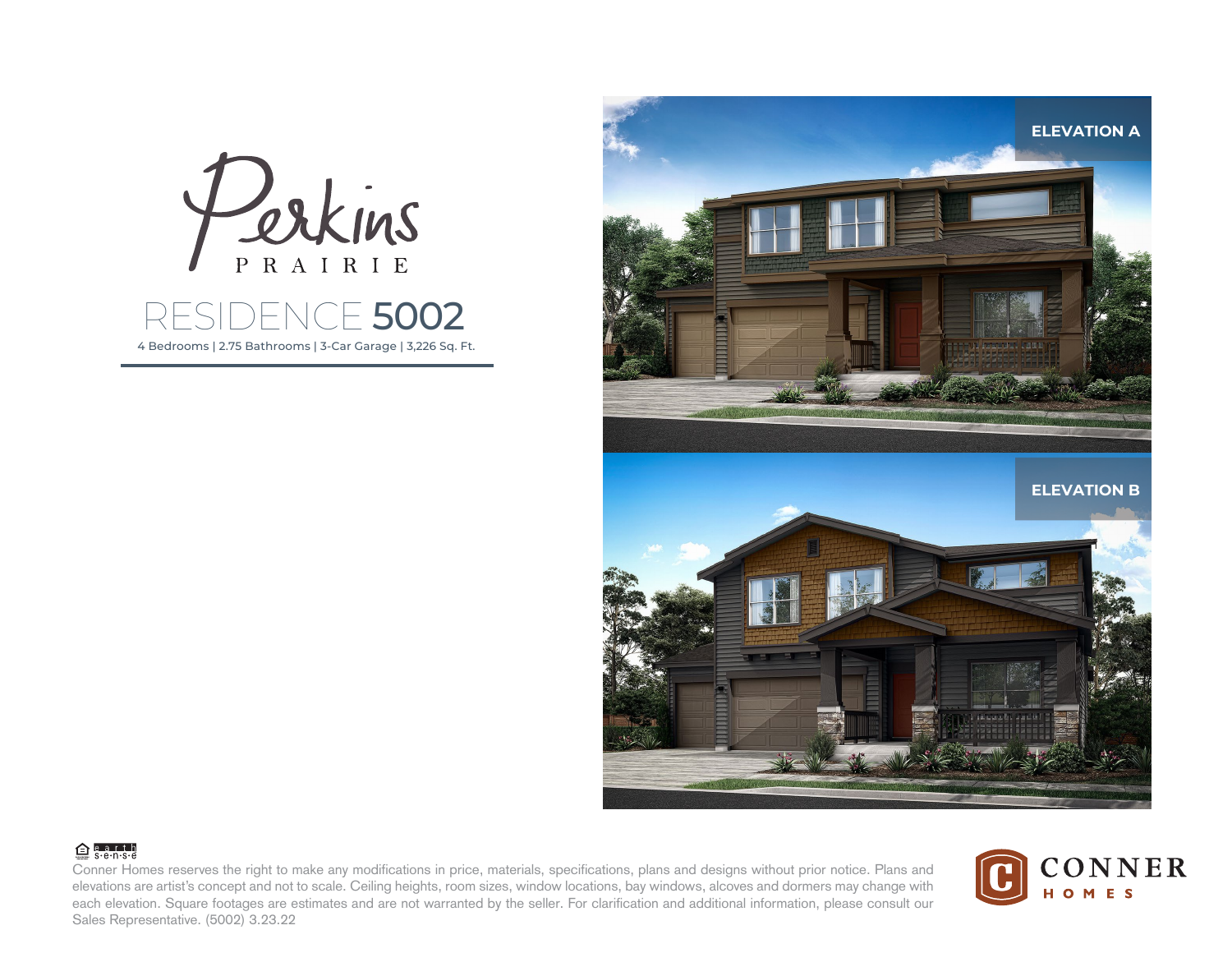# Perkins PRAIRIE

## RESIDENCE 5002

4 Bedrooms | 2.75 Bathrooms | 3-Car Garage | 3,226 Sq. Ft.

**ELEVATION A**

**ELEVATION B**

earth sense

Conner Homes reserves the right to make any modifications in price, materials, specifications, plans and designs without prior notice. Plans and elevations are artist's concept and not to scale. Ceiling heights, room sizes, window locations, bay windows, alcoves and dormers may change with each elevation. Square footages are estimates and are not warranted by the seller. For clarification and additional information, please consult our Sales Representative. (5002) 3.23.22

CONNER HOMES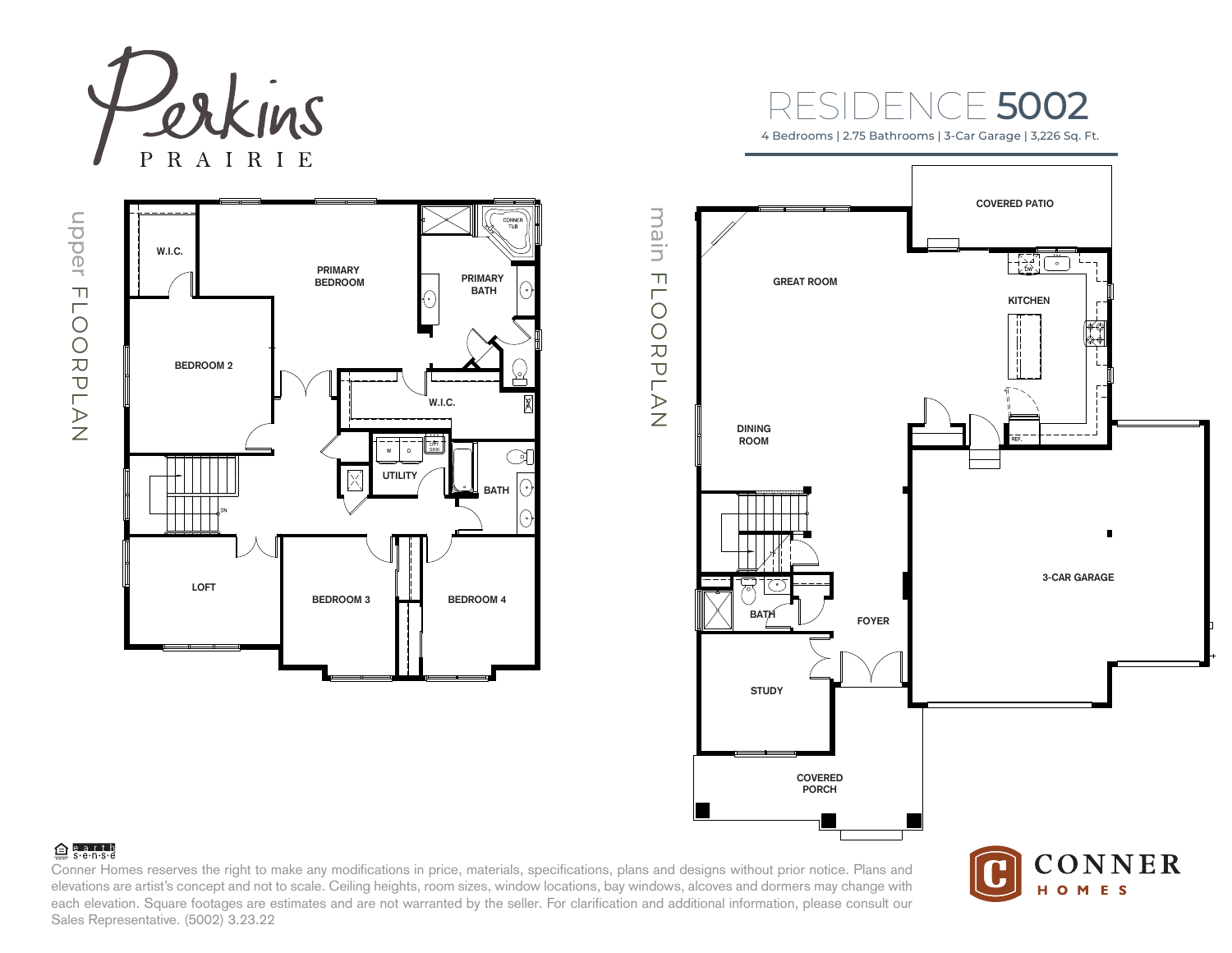# Perkins PRAIRIE

## RESIDENCE 5002

4 Bedrooms | 2.75 Bathrooms | 3-Car Garage | 3,226 Sq. Ft.

### upper FLOORPLAN

W.I.C.

PRIMARY BEDROOM

PRIMARY BATH

CORNER TUB

BEDROOM 2

W.I.C.

UTILITY

W D

UTIL SINK

BATH

DN

LOFT

BEDROOM 3

BEDROOM 4

### main FLOORPLAN

COVERED PATIO

GREAT ROOM

KITCHEN

DW

REF.

DINING ROOM

3-CAR GARAGE

BATH

FOYER

STUDY

COVERED PORCH

earth sense

Conner Homes reserves the right to make any modifications in price, materials, specifications, plans and designs without prior notice. Plans and elevations are artist's concept and not to scale. Ceiling heights, room sizes, window locations, bay windows, alcoves and dormers may change with each elevation. Square footages are estimates and are not warranted by the seller. For clarification and additional information, please consult our Sales Representative. (5002) 3.23.22

CONNER HOMES